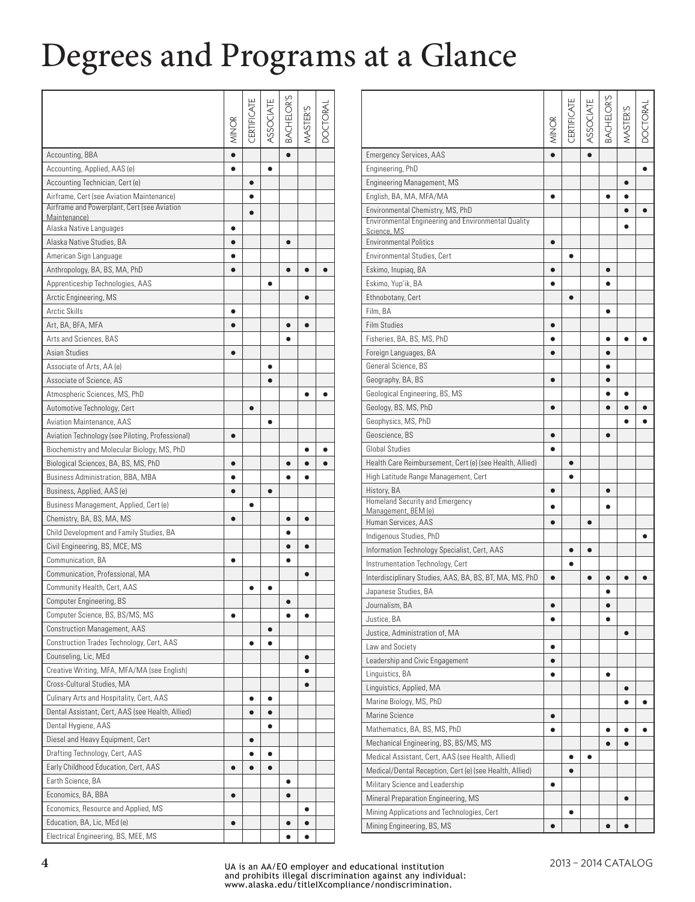# Degrees and Programs at a Glance

| | MINOR | CERTIFICATE | ASSOCIATE | BACHELOR'S | MASTER'S | DOCTORAL |
|---|---|---|---|---|---|---|
| Accounting, BBA | ● | | | ● | | |
| Accounting, Applied, AAS (e) | ● | | ● | | | |
| Accounting Technician, Cert (e) | | ● | | | | |
| Airframe, Cert (see Aviation Maintenance) | | ● | | | | |
| Airframe and Powerplant, Cert (see Aviation Maintenance) | | ● | | | | |
| Alaska Native Languages | ● | | | | | |
| Alaska Native Studies, BA | ● | | | ● | | |
| American Sign Language | ● | | | | | |
| Anthropology, BA, BS, MA, PhD | ● | | | ● | ● | ● |
| Apprenticeship Technologies, AAS | | | ● | | | |
| Arctic Engineering, MS | | | | | ● | |
| Arctic Skills | ● | | | | | |
| Art, BA, BFA, MFA | ● | | | ● | ● | |
| Arts and Sciences, BAS | | | | ● | | |
| Asian Studies | ● | | | | | |
| Associate of Arts, AA (e) | | | ● | | | |
| Associate of Science, AS | | | ● | | | |
| Atmospheric Sciences, MS, PhD | | | | | ● | ● |
| Automotive Technology, Cert | | ● | | | | |
| Aviation Maintenance, AAS | | | ● | | | |
| Aviation Technology (see Piloting, Professional) | ● | | | | | |
| Biochemistry and Molecular Biology, MS, PhD | | | | | ● | ● |
| Biological Sciences, BA, BS, MS, PhD | ● | | | ● | ● | ● |
| Business Administration, BBA, MBA | ● | | | ● | ● | |
| Business, Applied, AAS (e) | ● | | ● | | | |
| Business Management, Applied, Cert (e) | | ● | | | | |
| Chemistry, BA, BS, MA, MS | ● | | | ● | ● | |
| Child Development and Family Studies, BA | | | | ● | | |
| Civil Engineering, BS, MCE, MS | | | | ● | ● | |
| Communication, BA | ● | | | ● | | |
| Communication, Professional, MA | | | | | ● | |
| Community Health, Cert, AAS | | ● | ● | | | |
| Computer Engineering, BS | | | | ● | | |
| Computer Science, BS, BS/MS, MS | ● | | | ● | ● | |
| Construction Management, AAS | | | ● | | | |
| Construction Trades Technology, Cert, AAS | | ● | ● | | | |
| Counseling, Lic, MEd | | | | | ● | |
| Creative Writing, MFA, MFA/MA (see English) | | | | | ● | |
| Cross-Cultural Studies, MA | | | | | ● | |
| Culinary Arts and Hospitality, Cert, AAS | | ● | ● | | | |
| Dental Assistant, Cert, AAS (see Health, Allied) | | ● | ● | | | |
| Dental Hygiene, AAS | | | ● | | | |
| Diesel and Heavy Equipment, Cert | | ● | | | | |
| Drafting Technology, Cert, AAS | | ● | ● | | | |
| Early Childhood Education, Cert, AAS | ● | ● | ● | | | |
| Earth Science, BA | | | | ● | | |
| Economics, BA, BBA | ● | | | ● | | |
| Economics, Resource and Applied, MS | | | | | ● | |
| Education, BA, Lic, MEd (e) | ● | | | ● | ● | |
| Electrical Engineering, BS, MEE, MS | | | | ● | ● | |

| | MINOR | CERTIFICATE | ASSOCIATE | BACHELOR'S | MASTER'S | DOCTORAL |
|---|---|---|---|---|---|---|
| Emergency Services, AAS | ● | | ● | | | |
| Engineering, PhD | | | | | | ● |
| Engineering Management, MS | | | | | ● | |
| English, BA, MA, MFA/MA | ● | | | ● | ● | |
| Environmental Chemistry, MS, PhD | | | | | ● | ● |
| Environmental Engineering and Environmental Quality Science, MS | | | | | ● | |
| Environmental Politics | ● | | | | | |
| Environmental Studies, Cert | | ● | | | | |
| Eskimo, Inupiaq, BA | ● | | | ● | | |
| Eskimo, Yup'ik, BA | ● | | | ● | | |
| Ethnobotany, Cert | | ● | | | | |
| Film, BA | | | | ● | | |
| Film Studies | ● | | | | | |
| Fisheries, BA, BS, MS, PhD | ● | | | ● | ● | ● |
| Foreign Languages, BA | ● | | | ● | | |
| General Science, BS | | | | ● | | |
| Geography, BA, BS | ● | | | ● | | |
| Geological Engineering, BS, MS | | | | ● | ● | |
| Geology, BS, MS, PhD | ● | | | ● | ● | ● |
| Geophysics, MS, PhD | | | | | ● | ● |
| Geoscience, BS | ● | | | ● | | |
| Global Studies | ● | | | | | |
| Health Care Reimbursement, Cert (e) (see Health, Allied) | | ● | | | | |
| High Latitude Range Management, Cert | | ● | | | | |
| History, BA | ● | | | ● | | |
| Homeland Security and Emergency Management, BEM (e) | ● | | | ● | | |
| Human Services, AAS | ● | | ● | | | |
| Indigenous Studies, PhD | | | | | | ● |
| Information Technology Specialist, Cert, AAS | | ● | ● | | | |
| Instrumentation Technology, Cert | | ● | | | | |
| Interdisciplinary Studies, AAS, BA, BS, BT, MA, MS, PhD | ● | | ● | ● | ● | ● |
| Japanese Studies, BA | | | | ● | | |
| Journalism, BA | ● | | | ● | | |
| Justice, BA | ● | | | ● | | |
| Justice, Administration of, MA | | | | | ● | |
| Law and Society | ● | | | | | |
| Leadership and Civic Engagement | ● | | | | | |
| Linguistics, BA | ● | | | ● | | |
| Linguistics, Applied, MA | | | | | ● | |
| Marine Biology, MS, PhD | | | | | ● | ● |
| Marine Science | ● | | | | | |
| Mathematics, BA, BS, MS, PhD | ● | | | ● | ● | ● |
| Mechanical Engineering, BS, BS/MS, MS | | | | ● | ● | |
| Medical Assistant, Cert, AAS (see Health, Allied) | | ● | ● | | | |
| Medical/Dental Reception, Cert (e) (see Health, Allied) | | ● | | | | |
| Military Science and Leadership | ● | | | | | |
| Mineral Preparation Engineering, MS | | | | | ● | |
| Mining Applications and Technologies, Cert | | ● | | | | |
| Mining Engineering, BS, MS | ● | | | ● | ● | |

UA is an AA/EO employer and educational institution and prohibits illegal discrimination against any individual: www.alaska.edu/titleIXcompliance/nondiscrimination.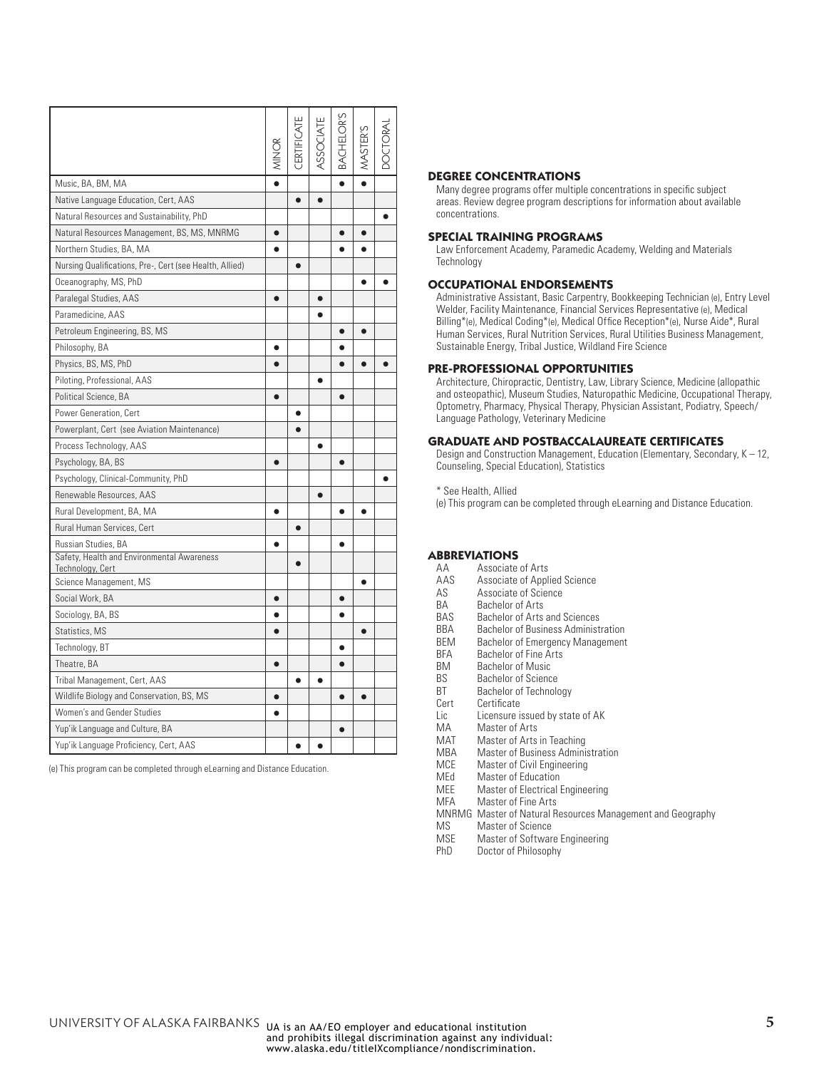| | MINOR | CERTIFICATE | ASSOCIATE | BACHELOR'S | MASTER'S | DOCTORAL |
|---|---|---|---|---|---|---|
| Music, BA, BM, MA | ● | | | ● | ● | |
| Native Language Education, Cert, AAS | | ● | ● | | | |
| Natural Resources and Sustainability, PhD | | | | | | ● |
| Natural Resources Management, BS, MS, MNRMG | ● | | | ● | ● | |
| Northern Studies, BA, MA | ● | | | ● | ● | |
| Nursing Qualifications, Pre-, Cert (see Health, Allied) | | ● | | | | |
| Oceanography, MS, PhD | | | | | ● | ● |
| Paralegal Studies, AAS | ● | | ● | | | |
| Paramedicine, AAS | | | ● | | | |
| Petroleum Engineering, BS, MS | | | | ● | ● | |
| Philosophy, BA | ● | | | ● | | |
| Physics, BS, MS, PhD | ● | | | ● | ● | ● |
| Piloting, Professional, AAS | | | ● | | | |
| Political Science, BA | ● | | | ● | | |
| Power Generation, Cert | | ● | | | | |
| Powerplant, Cert (see Aviation Maintenance) | | ● | | | | |
| Process Technology, AAS | | | ● | | | |
| Psychology, BA, BS | ● | | | ● | | |
| Psychology, Clinical-Community, PhD | | | | | | ● |
| Renewable Resources, AAS | | | ● | | | |
| Rural Development, BA, MA | ● | | | ● | ● | |
| Rural Human Services, Cert | | ● | | | | |
| Russian Studies, BA | ● | | | ● | | |
| Safety, Health and Environmental Awareness Technology, Cert | | ● | | | | |
| Science Management, MS | | | | | ● | |
| Social Work, BA | ● | | | ● | | |
| Sociology, BA, BS | ● | | | ● | | |
| Statistics, MS | ● | | | | ● | |
| Technology, BT | | | | ● | | |
| Theatre, BA | ● | | | ● | | |
| Tribal Management, Cert, AAS | | ● | ● | | | |
| Wildlife Biology and Conservation, BS, MS | ● | | | ● | ● | |
| Women's and Gender Studies | ● | | | | | |
| Yup'ik Language and Culture, BA | | | | ● | | |
| Yup'ik Language Proficiency, Cert, AAS | | ● | ● | | | |

(e) This program can be completed through eLearning and Distance Education.

## DEGREE CONCENTRATIONS

Many degree programs offer multiple concentrations in specific subject areas. Review degree program descriptions for information about available concentrations.

## SPECIAL TRAINING PROGRAMS

Law Enforcement Academy, Paramedic Academy, Welding and Materials Technology

## OCCUPATIONAL ENDORSEMENTS

Administrative Assistant, Basic Carpentry, Bookkeeping Technician (e), Entry Level Welder, Facility Maintenance, Financial Services Representative (e), Medical Billing*(e), Medical Coding*(e), Medical Office Reception*(e), Nurse Aide*, Rural Human Services, Rural Nutrition Services, Rural Utilities Business Management, Sustainable Energy, Tribal Justice, Wildland Fire Science

## PRE-PROFESSIONAL OPPORTUNITIES

Architecture, Chiropractic, Dentistry, Law, Library Science, Medicine (allopathic and osteopathic), Museum Studies, Naturopathic Medicine, Occupational Therapy, Optometry, Pharmacy, Physical Therapy, Physician Assistant, Podiatry, Speech/Language Pathology, Veterinary Medicine

## GRADUATE AND POSTBACCALAUREATE CERTIFICATES

Design and Construction Management, Education (Elementary, Secondary, K – 12, Counseling, Special Education), Statistics

* See Health, Allied

(e) This program can be completed through eLearning and Distance Education.

## ABBREVIATIONS

- AA Associate of Arts
- AAS Associate of Applied Science
- AS Associate of Science
- BA Bachelor of Arts
- BAS Bachelor of Arts and Sciences
- BBA Bachelor of Business Administration
- BEM Bachelor of Emergency Management
- BFA Bachelor of Fine Arts
- BM Bachelor of Music
- BS Bachelor of Science
- BT Bachelor of Technology
- Cert Certificate
- Lic Licensure issued by state of AK
- MA Master of Arts
- MAT Master of Arts in Teaching
- MBA Master of Business Administration
- MCE Master of Civil Engineering
- MEd Master of Education
- MEE Master of Electrical Engineering
- MFA Master of Fine Arts
- MNRMG Master of Natural Resources Management and Geography
- MS Master of Science
- MSE Master of Software Engineering
- PhD Doctor of Philosophy

UA is an AA/EO employer and educational institution and prohibits illegal discrimination against any individual: www.alaska.edu/titleIXcompliance/nondiscrimination.